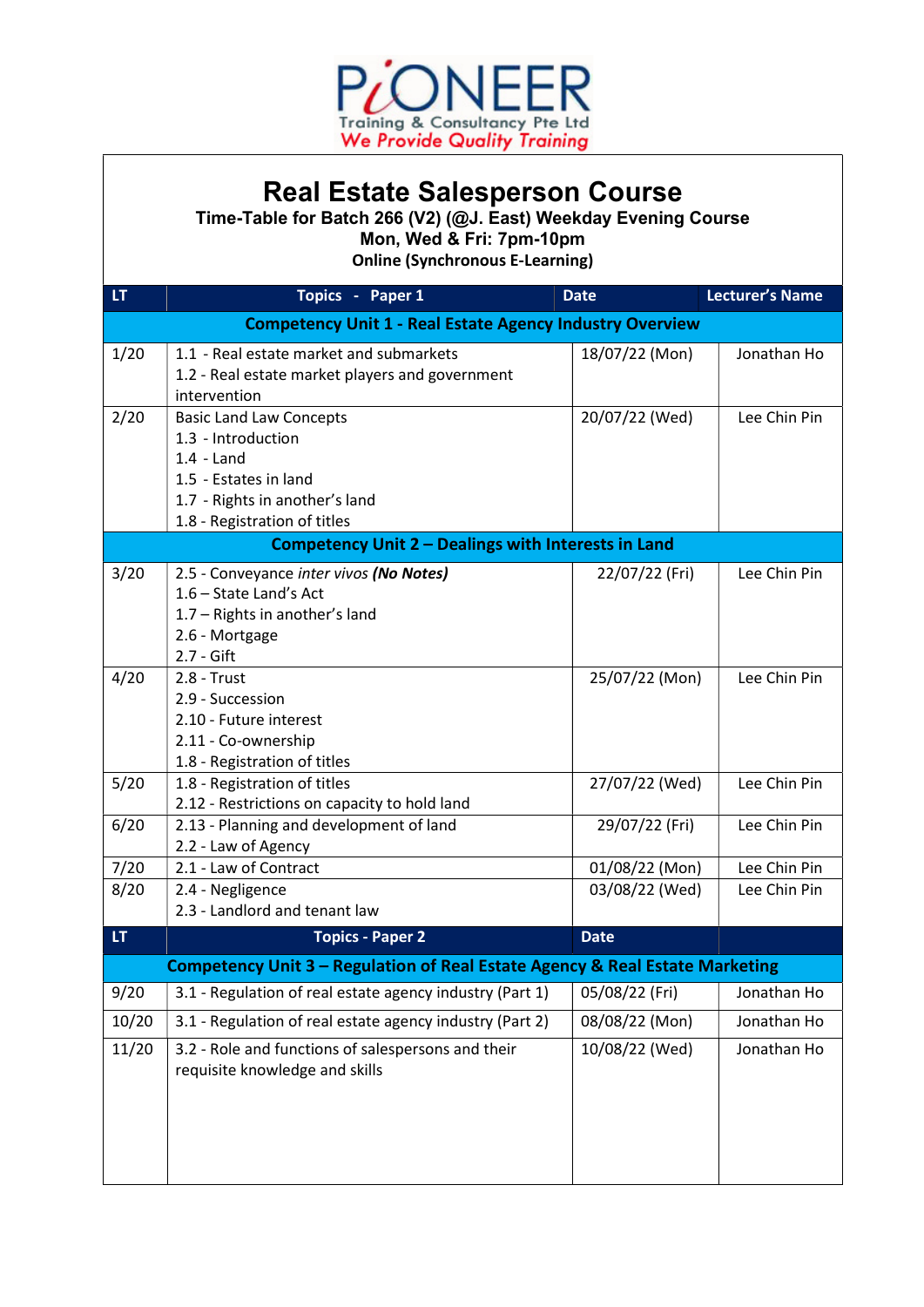PiONEER
Training & Consultancy Pte Ltd
*We Provide Quality Training*

# Real Estate Salesperson Course

**Time-Table for Batch 266 (V2) (@J. East) Weekday Evening Course**
**Mon, Wed & Fri: 7pm-10pm**
**Online (Synchronous E-Learning)**

| LT | Topics - Paper 1 | Date | Lecturer's Name |
|---|---|---|---|
| | **Competency Unit 1 - Real Estate Agency Industry Overview** | | |
| 1/20 | 1.1 - Real estate market and submarkets<br>1.2 - Real estate market players and government intervention | 18/07/22 (Mon) | Jonathan Ho |
| 2/20 | Basic Land Law Concepts<br>1.3 - Introduction<br>1.4 - Land<br>1.5 - Estates in land<br>1.7 - Rights in another's land<br>1.8 - Registration of titles | 20/07/22 (Wed) | Lee Chin Pin |
| | **Competency Unit 2 – Dealings with Interests in Land** | | |
| 3/20 | 2.5 - Conveyance *inter vivos* ***(No Notes)***<br>1.6 – State Land's Act<br>1.7 – Rights in another's land<br>2.6 - Mortgage<br>2.7 - Gift | 22/07/22 (Fri) | Lee Chin Pin |
| 4/20 | 2.8 - Trust<br>2.9 - Succession<br>2.10 - Future interest<br>2.11 - Co-ownership<br>1.8 - Registration of titles | 25/07/22 (Mon) | Lee Chin Pin |
| 5/20 | 1.8 - Registration of titles<br>2.12 - Restrictions on capacity to hold land | 27/07/22 (Wed) | Lee Chin Pin |
| 6/20 | 2.13 - Planning and development of land<br>2.2 - Law of Agency | 29/07/22 (Fri) | Lee Chin Pin |
| 7/20 | 2.1 - Law of Contract | 01/08/22 (Mon) | Lee Chin Pin |
| 8/20 | 2.4 - Negligence<br>2.3 - Landlord and tenant law | 03/08/22 (Wed) | Lee Chin Pin |
| **LT** | **Topics - Paper 2** | **Date** | |
| | **Competency Unit 3 – Regulation of Real Estate Agency & Real Estate Marketing** | | |
| 9/20 | 3.1 - Regulation of real estate agency industry (Part 1) | 05/08/22 (Fri) | Jonathan Ho |
| 10/20 | 3.1 - Regulation of real estate agency industry (Part 2) | 08/08/22 (Mon) | Jonathan Ho |
| 11/20 | 3.2 - Role and functions of salespersons and their requisite knowledge and skills | 10/08/22 (Wed) | Jonathan Ho |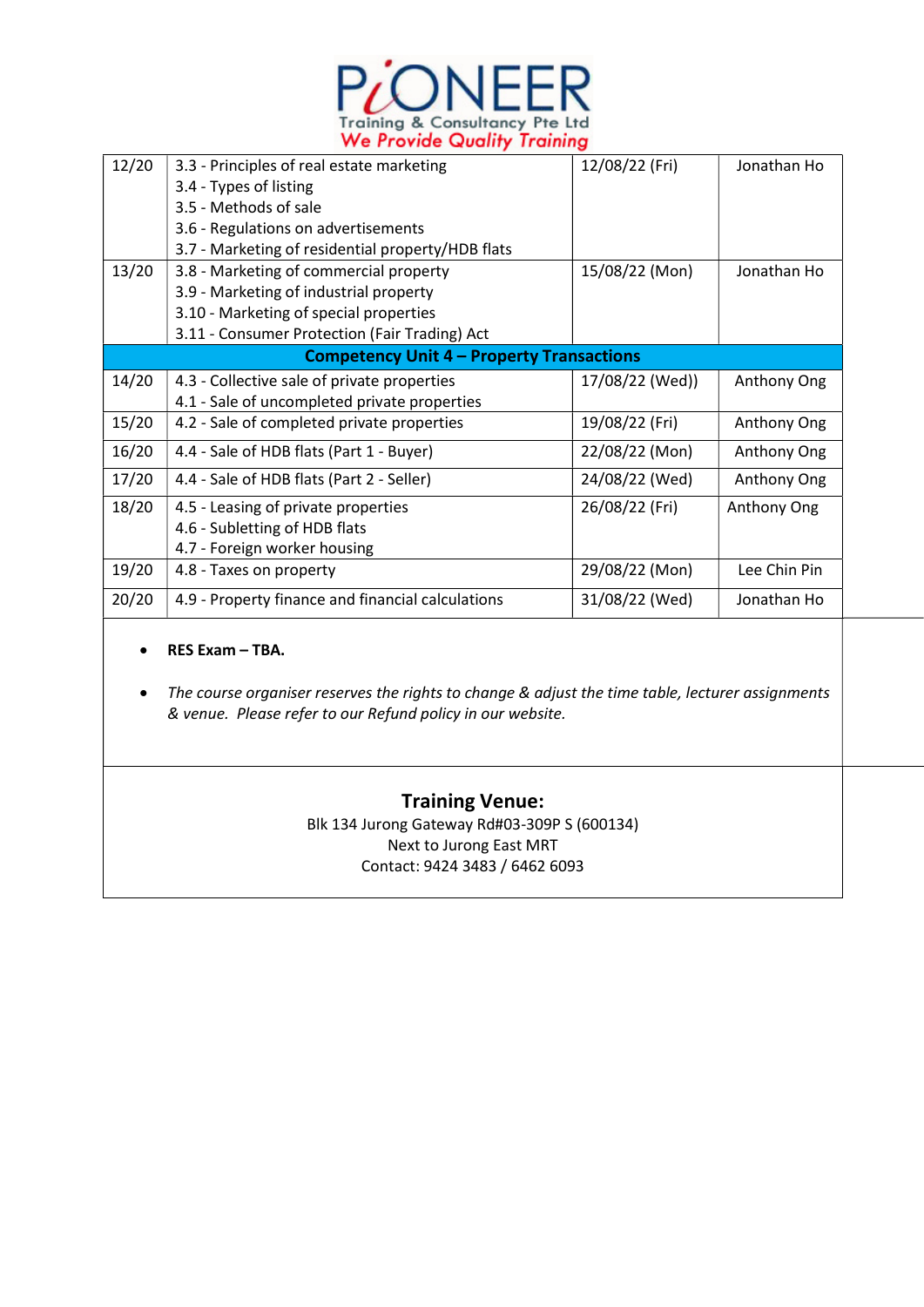# PiONEER

Training & Consultancy Pte Ltd

*We Provide Quality Training*

| | | | |
|---|---|---|---|
| 12/20 | 3.3 - Principles of real estate marketing<br>3.4 - Types of listing<br>3.5 - Methods of sale<br>3.6 - Regulations on advertisements<br>3.7 - Marketing of residential property/HDB flats | 12/08/22 (Fri) | Jonathan Ho |
| 13/20 | 3.8 - Marketing of commercial property<br>3.9 - Marketing of industrial property<br>3.10 - Marketing of special properties<br>3.11 - Consumer Protection (Fair Trading) Act | 15/08/22 (Mon) | Jonathan Ho |
| **Competency Unit 4 – Property Transactions** | | | |
| 14/20 | 4.3 - Collective sale of private properties<br>4.1 - Sale of uncompleted private properties | 17/08/22 (Wed)) | Anthony Ong |
| 15/20 | 4.2 - Sale of completed private properties | 19/08/22 (Fri) | Anthony Ong |
| 16/20 | 4.4 - Sale of HDB flats (Part 1 - Buyer) | 22/08/22 (Mon) | Anthony Ong |
| 17/20 | 4.4 - Sale of HDB flats (Part 2 - Seller) | 24/08/22 (Wed) | Anthony Ong |
| 18/20 | 4.5 - Leasing of private properties<br>4.6 - Subletting of HDB flats<br>4.7 - Foreign worker housing | 26/08/22 (Fri) | Anthony Ong |
| 19/20 | 4.8 - Taxes on property | 29/08/22 (Mon) | Lee Chin Pin |
| 20/20 | 4.9 - Property finance and financial calculations | 31/08/22 (Wed) | Jonathan Ho |

- **RES Exam – TBA.**
- *The course organiser reserves the rights to change & adjust the time table, lecturer assignments & venue. Please refer to our Refund policy in our website.*

## Training Venue:

Blk 134 Jurong Gateway Rd#03-309P S (600134)
Next to Jurong East MRT
Contact: 9424 3483 / 6462 6093